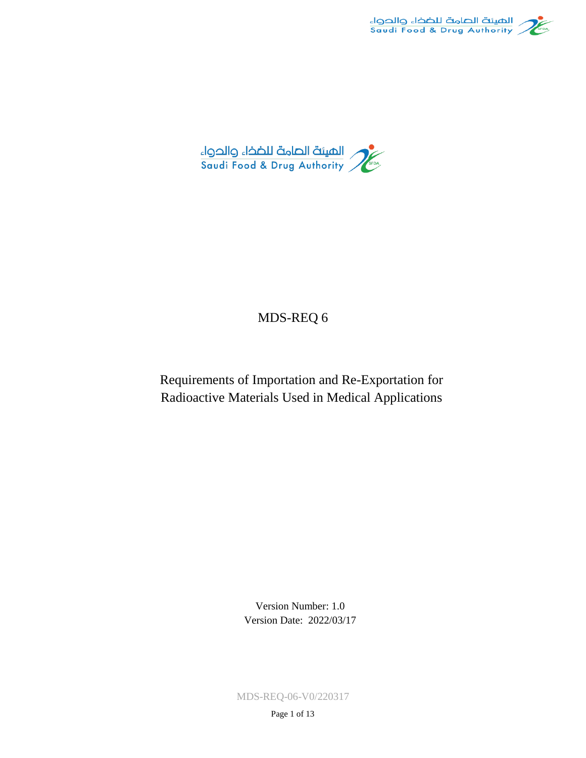الهيئة العامة للغذاء والدواء
Saudi Food & Drug Authority

# MDS-REQ 6

## Requirements of Importation and Re-Exportation for Radioactive Materials Used in Medical Applications

Version Number: 1.0
Version Date: 2022/03/17

MDS-REQ-06-V0/220317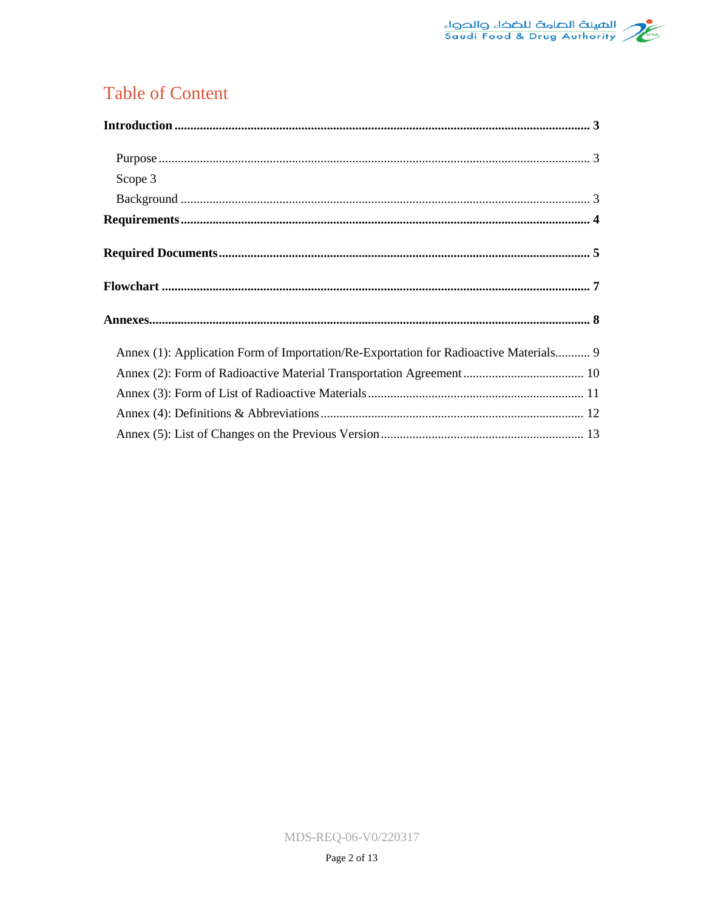# Table of Content

**Introduction** ................................................................ **3**

Purpose ................................................................ 3

Scope 3

Background ................................................................ 3

**Requirements** ................................................................ **4**

**Required Documents** ................................................................ **5**

**Flowchart** ................................................................ **7**

**Annexes** ................................................................ **8**

Annex (1): Application Form of Importation/Re-Exportation for Radioactive Materials........... 9

Annex (2): Form of Radioactive Material Transportation Agreement ................................ 10

Annex (3): Form of List of Radioactive Materials ................................ 11

Annex (4): Definitions & Abbreviations ................................ 12

Annex (5): List of Changes on the Previous Version ................................ 13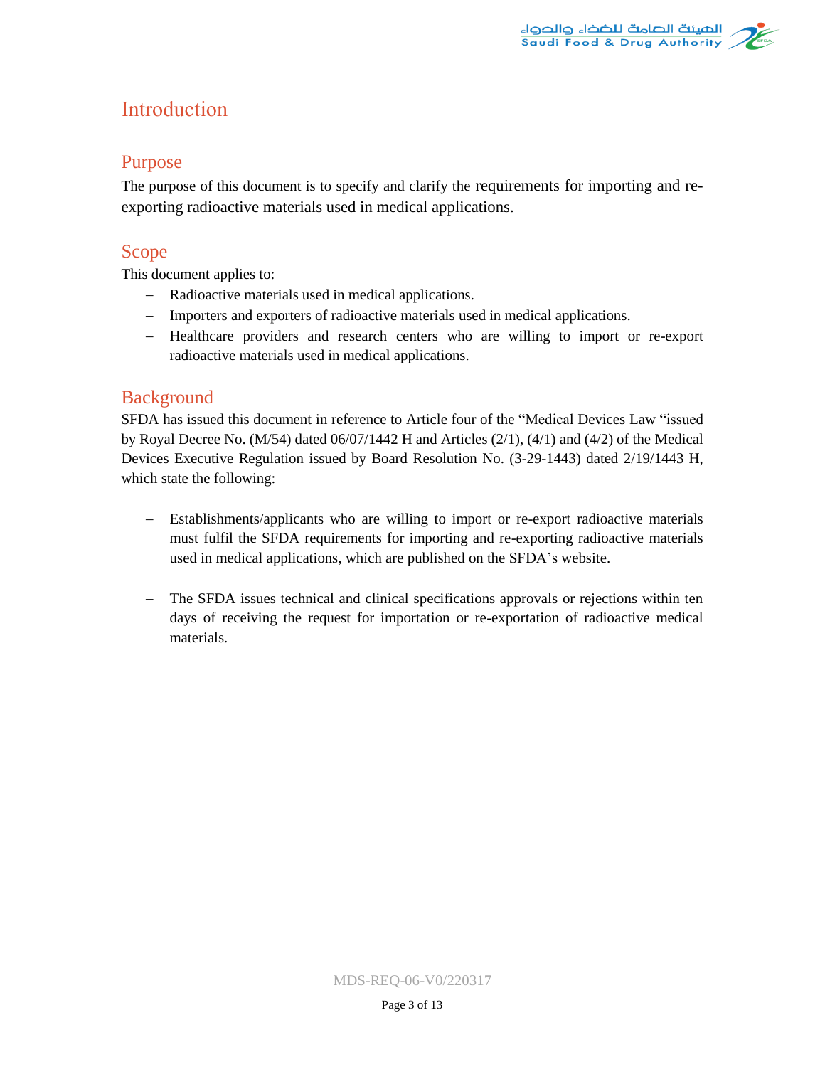# Introduction

## Purpose

The purpose of this document is to specify and clarify the requirements for importing and re-exporting radioactive materials used in medical applications.

## Scope

This document applies to:

- Radioactive materials used in medical applications.
- Importers and exporters of radioactive materials used in medical applications.
- Healthcare providers and research centers who are willing to import or re-export radioactive materials used in medical applications.

## Background

SFDA has issued this document in reference to Article four of the "Medical Devices Law "issued by Royal Decree No. (M/54) dated 06/07/1442 H and Articles (2/1), (4/1) and (4/2) of the Medical Devices Executive Regulation issued by Board Resolution No. (3-29-1443) dated 2/19/1443 H, which state the following:

- Establishments/applicants who are willing to import or re-export radioactive materials must fulfil the SFDA requirements for importing and re-exporting radioactive materials used in medical applications, which are published on the SFDA's website.

- The SFDA issues technical and clinical specifications approvals or rejections within ten days of receiving the request for importation or re-exportation of radioactive medical materials.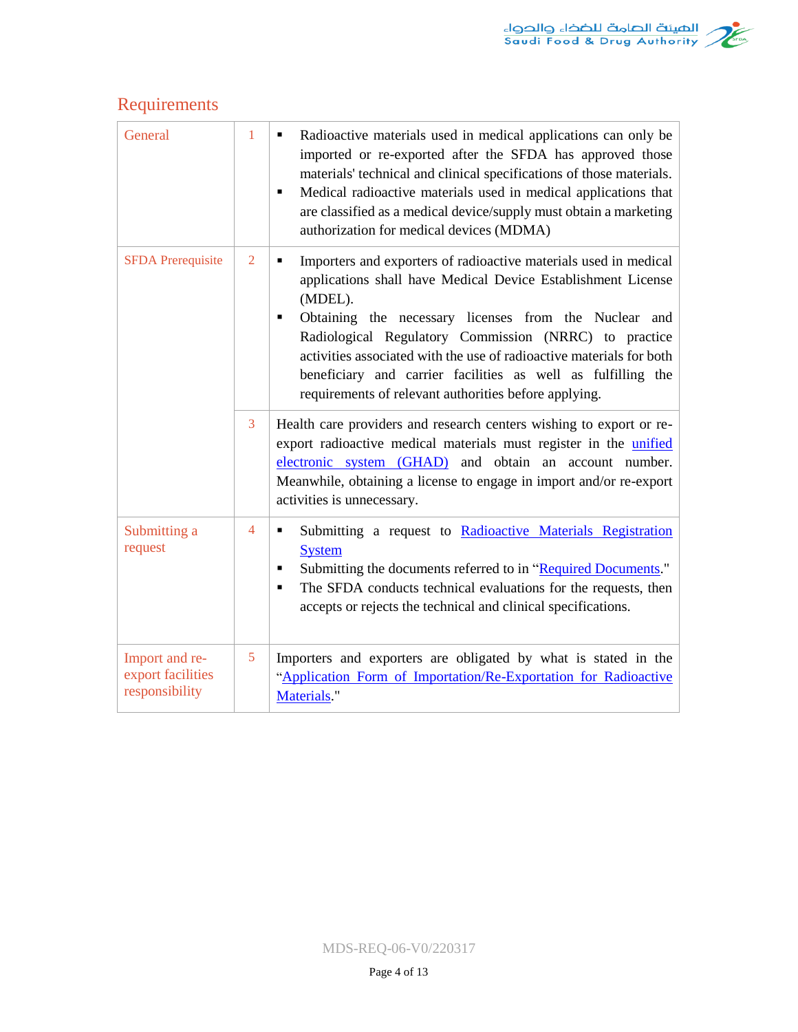## Requirements

| | | |
|---|---|---|
| General | 1 | ▪ Radioactive materials used in medical applications can only be imported or re-exported after the SFDA has approved those materials' technical and clinical specifications of those materials.<br>▪ Medical radioactive materials used in medical applications that are classified as a medical device/supply must obtain a marketing authorization for medical devices (MDMA) |
| SFDA Prerequisite | 2 | ▪ Importers and exporters of radioactive materials used in medical applications shall have Medical Device Establishment License (MDEL).<br>▪ Obtaining the necessary licenses from the Nuclear and Radiological Regulatory Commission (NRRC) to practice activities associated with the use of radioactive materials for both beneficiary and carrier facilities as well as fulfilling the requirements of relevant authorities before applying. |
| | 3 | Health care providers and research centers wishing to export or re-export radioactive medical materials must register in the unified electronic system (GHAD) and obtain an account number. Meanwhile, obtaining a license to engage in import and/or re-export activities is unnecessary. |
| Submitting a request | 4 | ▪ Submitting a request to Radioactive Materials Registration System<br>▪ Submitting the documents referred to in "Required Documents."<br>▪ The SFDA conducts technical evaluations for the requests, then accepts or rejects the technical and clinical specifications. |
| Import and re-export facilities responsibility | 5 | Importers and exporters are obligated by what is stated in the "Application Form of Importation/Re-Exportation for Radioactive Materials." |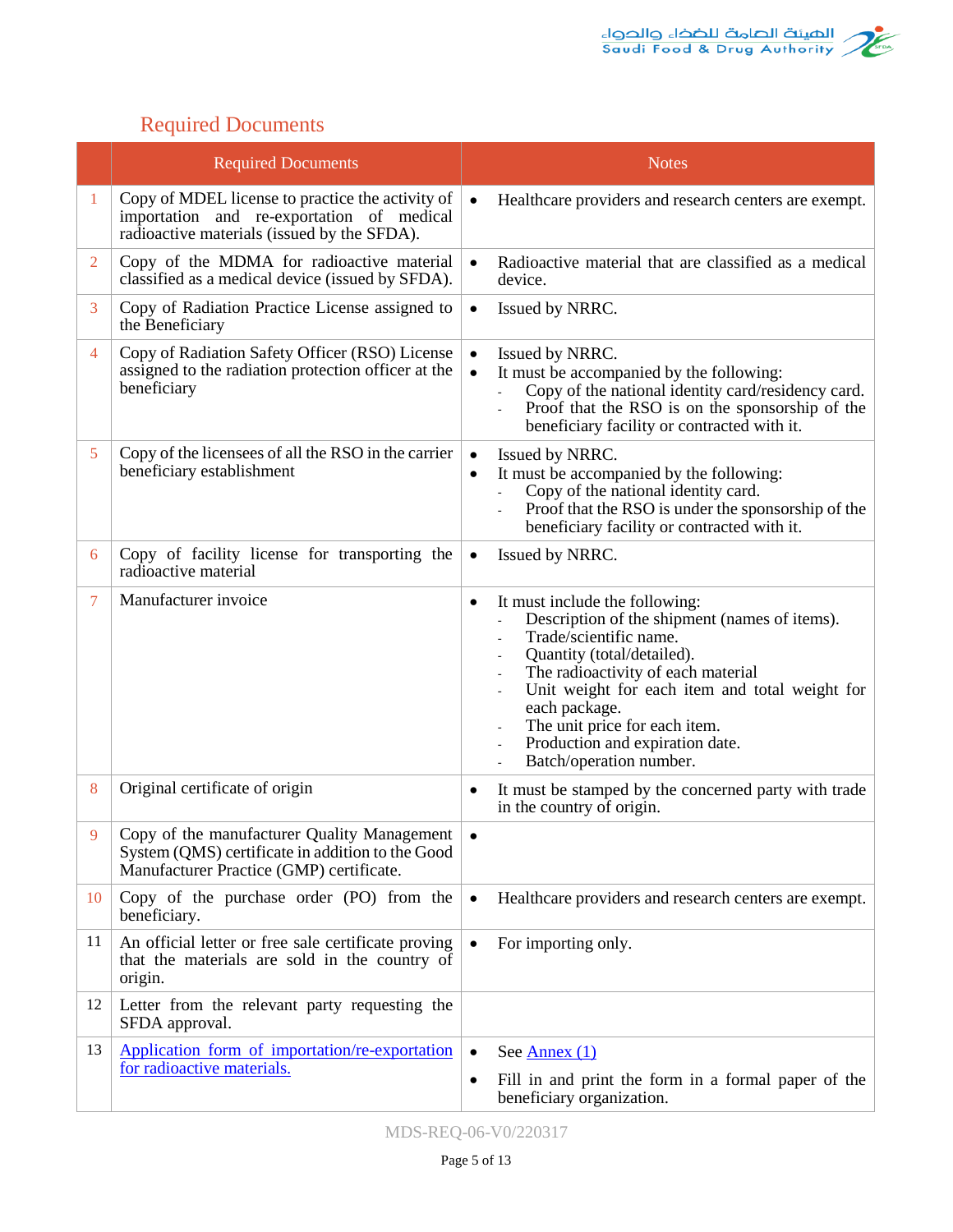## Required Documents

| | Required Documents | Notes |
|---|---|---|
| 1 | Copy of MDEL license to practice the activity of importation and re-exportation of medical radioactive materials (issued by the SFDA). | • Healthcare providers and research centers are exempt. |
| 2 | Copy of the MDMA for radioactive material classified as a medical device (issued by SFDA). | • Radioactive material that are classified as a medical device. |
| 3 | Copy of Radiation Practice License assigned to the Beneficiary | • Issued by NRRC. |
| 4 | Copy of Radiation Safety Officer (RSO) License assigned to the radiation protection officer at the beneficiary | • Issued by NRRC.<br>• It must be accompanied by the following:<br>- Copy of the national identity card/residency card.<br>- Proof that the RSO is on the sponsorship of the beneficiary facility or contracted with it. |
| 5 | Copy of the licensees of all the RSO in the carrier beneficiary establishment | • Issued by NRRC.<br>• It must be accompanied by the following:<br>- Copy of the national identity card.<br>- Proof that the RSO is under the sponsorship of the beneficiary facility or contracted with it. |
| 6 | Copy of facility license for transporting the radioactive material | • Issued by NRRC. |
| 7 | Manufacturer invoice | • It must include the following:<br>- Description of the shipment (names of items).<br>- Trade/scientific name.<br>- Quantity (total/detailed).<br>- The radioactivity of each material<br>- Unit weight for each item and total weight for each package.<br>- The unit price for each item.<br>- Production and expiration date.<br>- Batch/operation number. |
| 8 | Original certificate of origin | • It must be stamped by the concerned party with trade in the country of origin. |
| 9 | Copy of the manufacturer Quality Management System (QMS) certificate in addition to the Good Manufacturer Practice (GMP) certificate. | • |
| 10 | Copy of the purchase order (PO) from the beneficiary. | • Healthcare providers and research centers are exempt. |
| 11 | An official letter or free sale certificate proving that the materials are sold in the country of origin. | • For importing only. |
| 12 | Letter from the relevant party requesting the SFDA approval. | |
| 13 | Application form of importation/re-exportation for radioactive materials. | • See Annex (1)<br>• Fill in and print the form in a formal paper of the beneficiary organization. |

MDS-REQ-06-V0/220317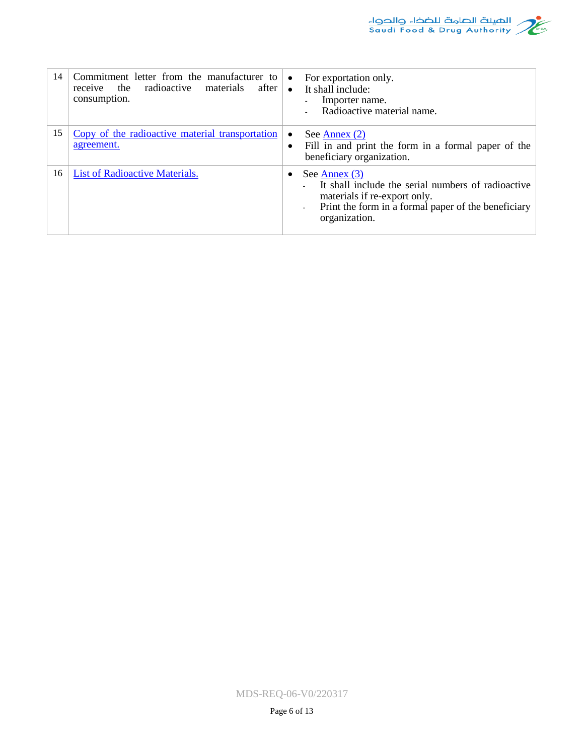| 14 | Commitment letter from the manufacturer to receive the radioactive materials after consumption. | • For exportation only.<br>• It shall include:<br>- Importer name.<br>- Radioactive material name. |
|---|---|---|
| 15 | Copy of the radioactive material transportation agreement. | • See Annex (2)<br>• Fill in and print the form in a formal paper of the beneficiary organization. |
| 16 | List of Radioactive Materials. | • See Annex (3)<br>- It shall include the serial numbers of radioactive materials if re-export only.<br>- Print the form in a formal paper of the beneficiary organization. |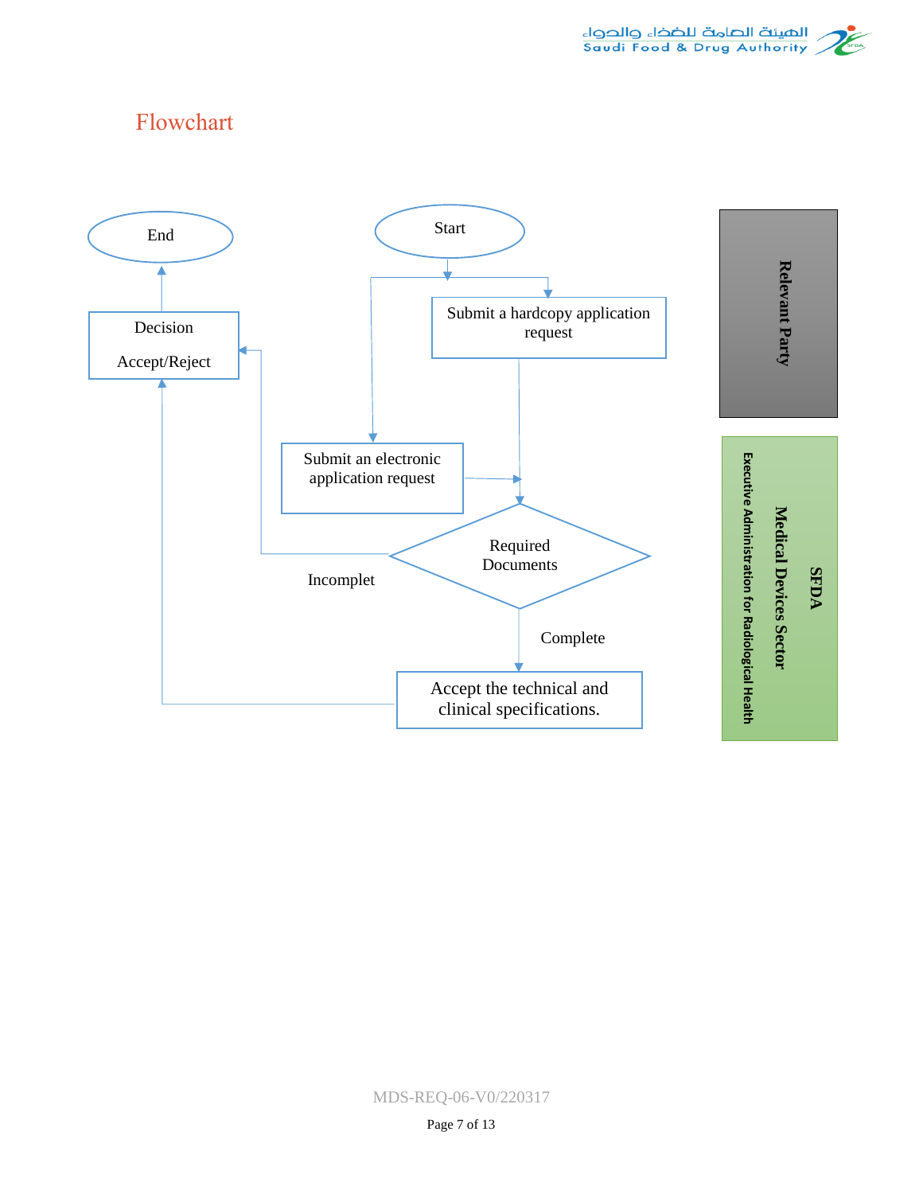## Flowchart

Start

Submit a hardcopy application request

Submit an electronic application request

Required Documents

Incomplet

Complete

Accept the technical and clinical specifications.

Decision

Accept/Reject

End

**Relevant Party**

**SFDA**

**Medical Devices Sector**

**Executive Administration for Radiological Health**

MDS-REQ-06-V0/220317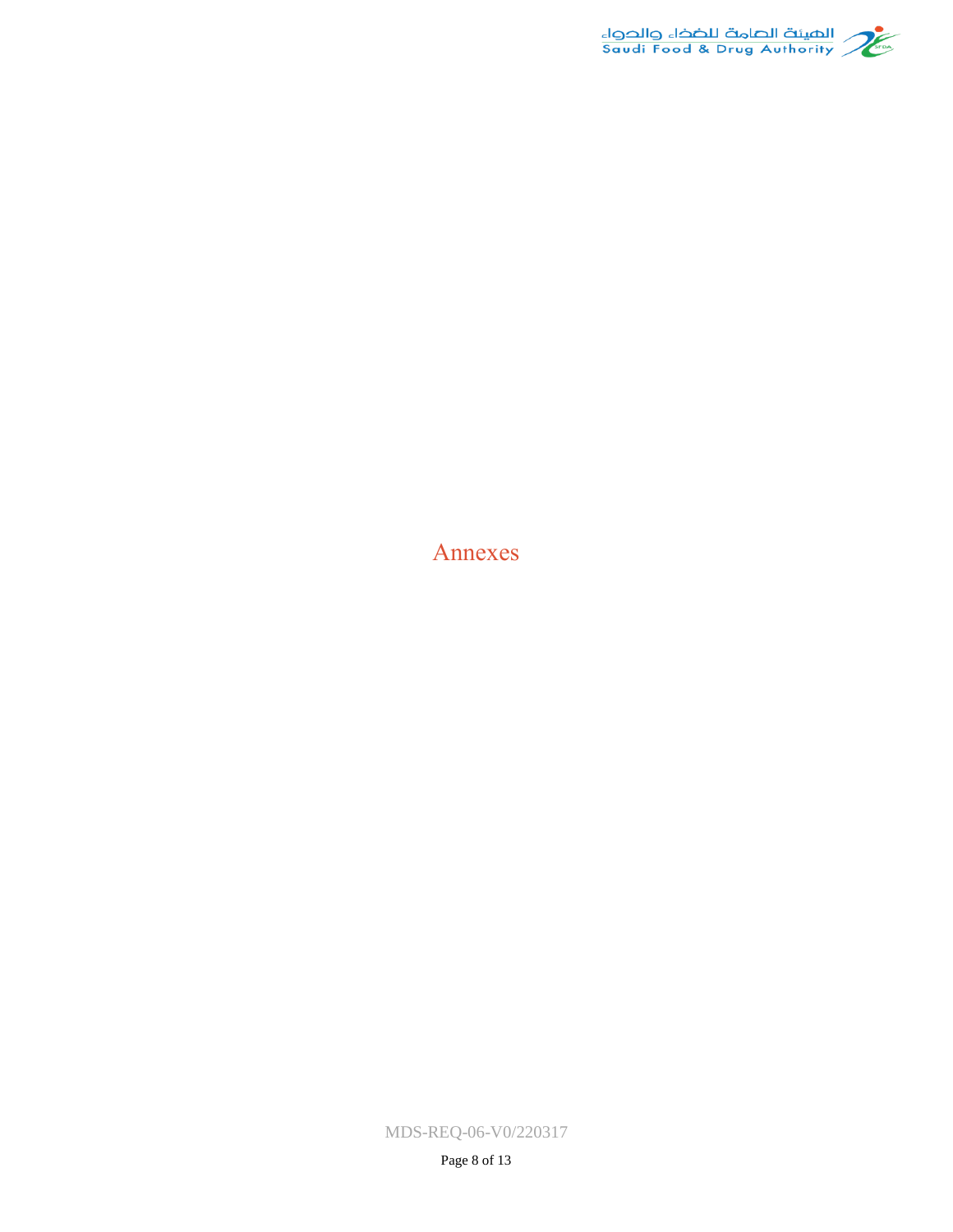# Annexes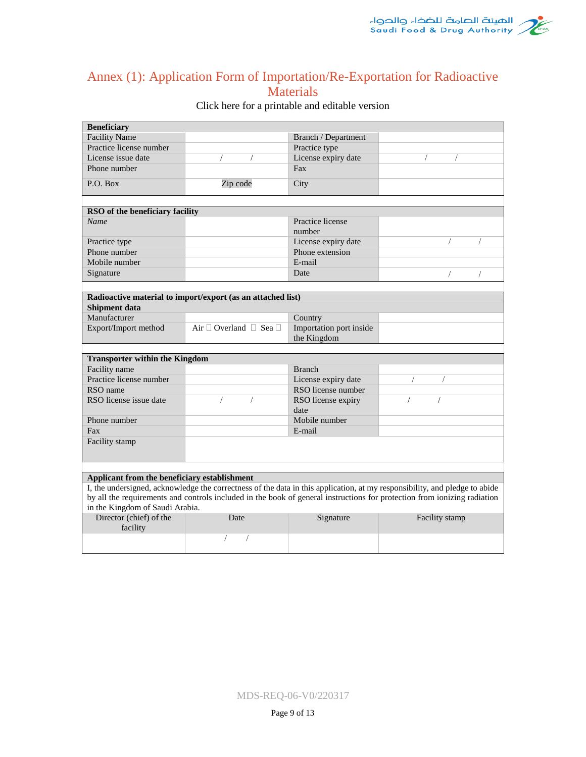## Annex (1): Application Form of Importation/Re-Exportation for Radioactive Materials

Click here for a printable and editable version

| **Beneficiary** | | | |
|---|---|---|---|
| Facility Name | | Branch / Department | |
| Practice license number | | Practice type | |
| License issue date | / / | License expiry date | / / |
| Phone number | | Fax | |
| P.O. Box | Zip code | City | |

| **RSO of the beneficiary facility** | | | |
|---|---|---|---|
| *Name* | | Practice license number | |
| Practice type | | License expiry date | / / |
| Phone number | | Phone extension | |
| Mobile number | | E-mail | |
| Signature | | Date | / / |

| **Radioactive material to import/export (as an attached list)** | | | |
|---|---|---|---|
| **Shipment data** | | | |
| Manufacturer | | Country | |
| Export/Import method | Air ☐ Overland ☐ Sea ☐ | Importation port inside the Kingdom | |

| **Transporter within the Kingdom** | | | |
|---|---|---|---|
| Facility name | | Branch | |
| Practice license number | | License expiry date | / / |
| RSO name | | RSO license number | |
| RSO license issue date | / / | RSO license expiry date | / / |
| Phone number | | Mobile number | |
| Fax | | E-mail | |
| Facility stamp | | | |

| **Applicant from the beneficiary establishment** | | | |
|---|---|---|---|
| I, the undersigned, acknowledge the correctness of the data in this application, at my responsibility, and pledge to abide by all the requirements and controls included in the book of general instructions for protection from ionizing radiation in the Kingdom of Saudi Arabia. | | | |
| Director (chief) of the facility | Date | Signature | Facility stamp |
| | / / | | |

MDS-REQ-06-V0/220317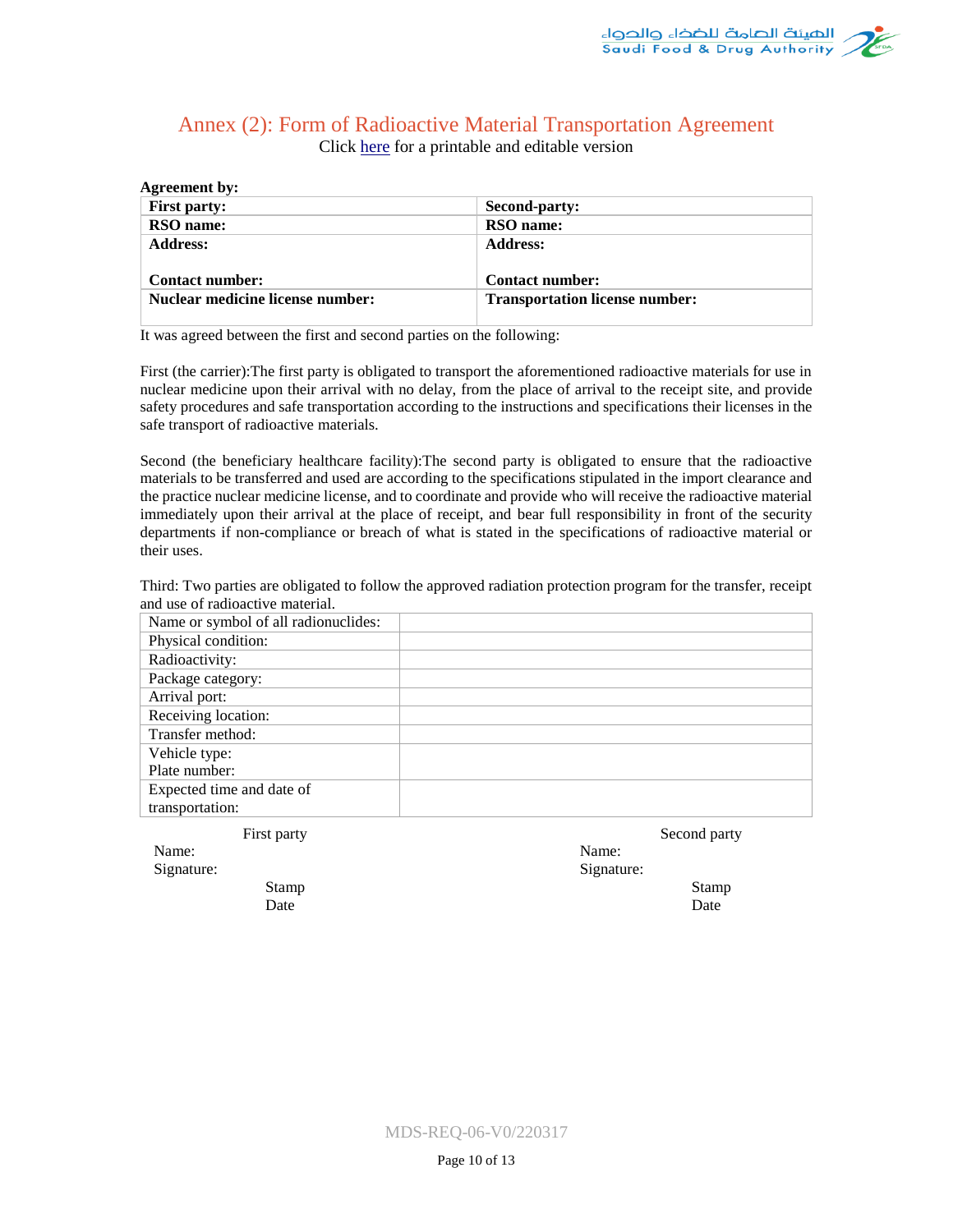## Annex (2): Form of Radioactive Material Transportation Agreement

Click here for a printable and editable version

**Agreement by:**

| **First party:** | **Second-party:** |
|---|---|
| **RSO name:** | **RSO name:** |
| **Address:**<br><br>**Contact number:** | **Address:**<br><br>**Contact number:** |
| **Nuclear medicine license number:** | **Transportation license number:** |

It was agreed between the first and second parties on the following:

First (the carrier):The first party is obligated to transport the aforementioned radioactive materials for use in nuclear medicine upon their arrival with no delay, from the place of arrival to the receipt site, and provide safety procedures and safe transportation according to the instructions and specifications their licenses in the safe transport of radioactive materials.

Second (the beneficiary healthcare facility):The second party is obligated to ensure that the radioactive materials to be transferred and used are according to the specifications stipulated in the import clearance and the practice nuclear medicine license, and to coordinate and provide who will receive the radioactive material immediately upon their arrival at the place of receipt, and bear full responsibility in front of the security departments if non-compliance or breach of what is stated in the specifications of radioactive material or their uses.

Third: Two parties are obligated to follow the approved radiation protection program for the transfer, receipt and use of radioactive material.

| Name or symbol of all radionuclides: | |
|---|---|
| Physical condition: | |
| Radioactivity: | |
| Package category: | |
| Arrival port: | |
| Receiving location: | |
| Transfer method: | |
| Vehicle type:<br>Plate number: | |
| Expected time and date of transportation: | |

First party

Name:

Signature:

Stamp

Date

Second party

Name:

Signature:

Stamp

Date

MDS-REQ-06-V0/220317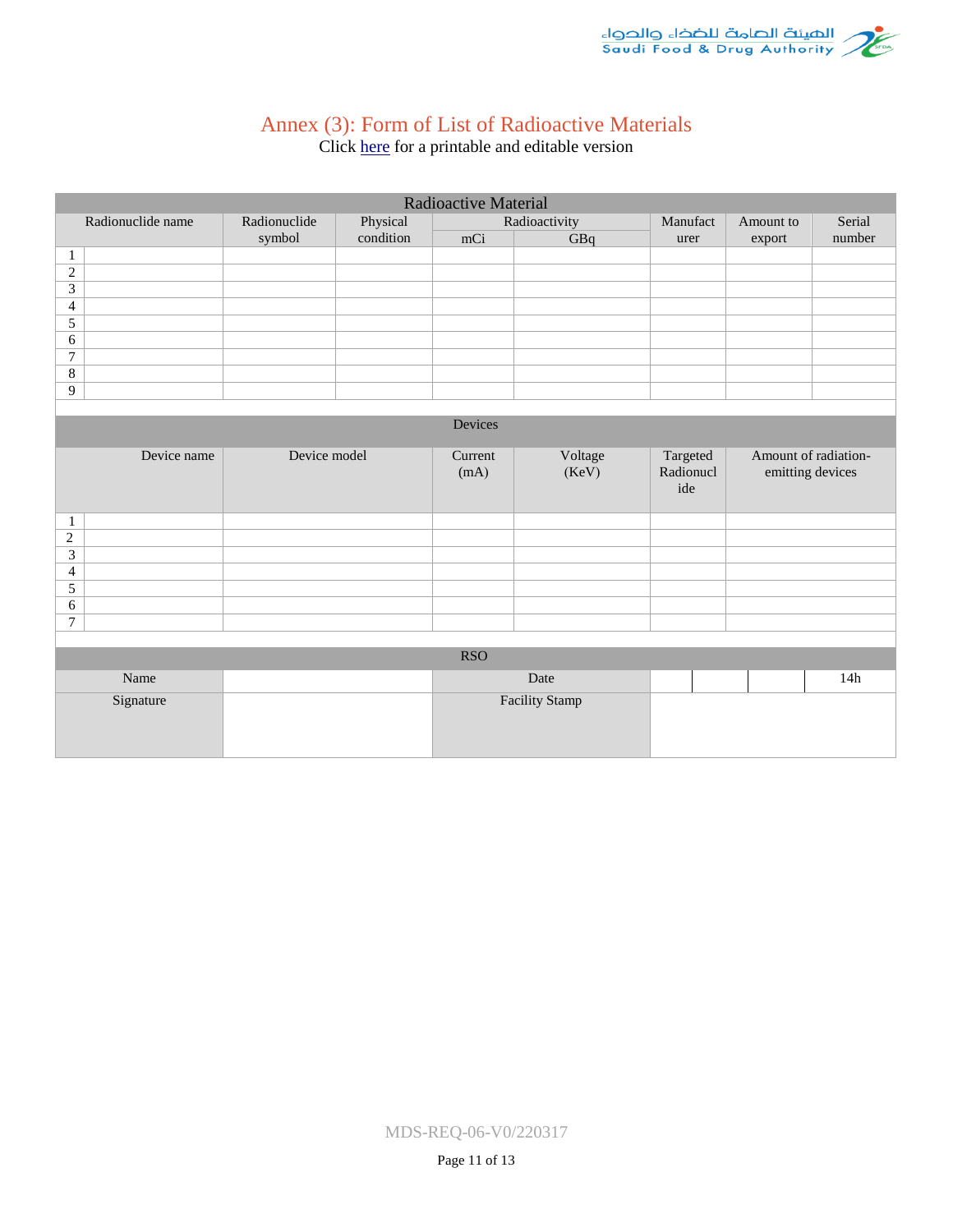# Annex (3): Form of List of Radioactive Materials

Click here for a printable and editable version

| Radioactive Material | | | | | | | | |
|---|---|---|---|---|---|---|---|---|
| Radionuclide name | | Radionuclide symbol | Physical condition | Radioactivity | | Manufacturer | Amount to export | Serial number |
| | | | | mCi | GBq | | | |
| 1 | | | | | | | | |
| 2 | | | | | | | | |
| 3 | | | | | | | | |
| 4 | | | | | | | | |
| 5 | | | | | | | | |
| 6 | | | | | | | | |
| 7 | | | | | | | | |
| 8 | | | | | | | | |
| 9 | | | | | | | | |

| Devices | | | | | | |
|---|---|---|---|---|---|---|
| Device name | | Device model | Current (mA) | Voltage (KeV) | Targeted Radionuclide | Amount of radiation-emitting devices |
| 1 | | | | | | |
| 2 | | | | | | |
| 3 | | | | | | |
| 4 | | | | | | |
| 5 | | | | | | |
| 6 | | | | | | |
| 7 | | | | | | |

| RSO | | | | | | |
|---|---|---|---|---|---|---|
| Name | | Date | | | | 14h |
| Signature | | Facility Stamp | | | | |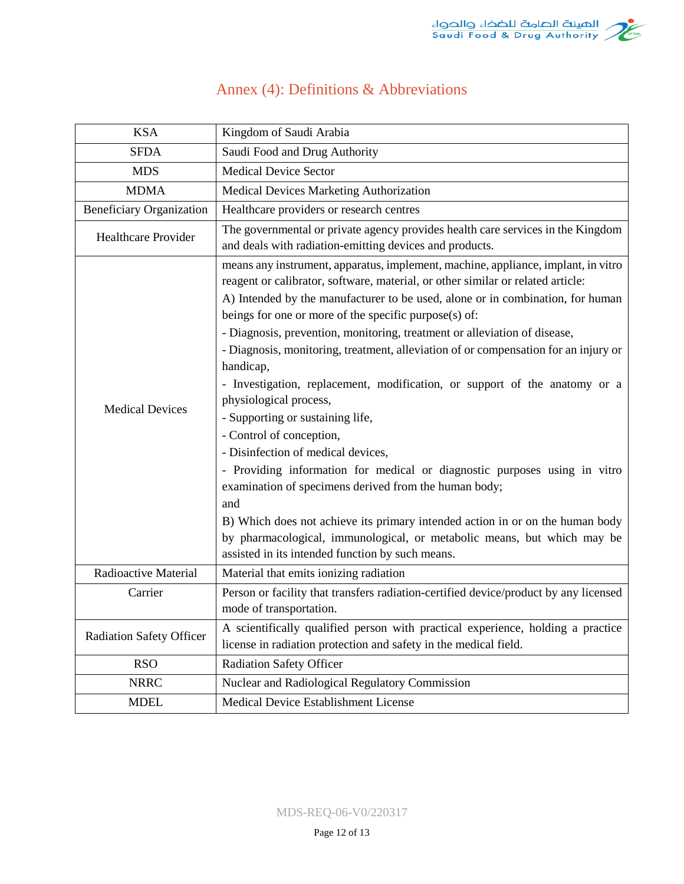## Annex (4): Definitions & Abbreviations

| | |
|---|---|
| KSA | Kingdom of Saudi Arabia |
| SFDA | Saudi Food and Drug Authority |
| MDS | Medical Device Sector |
| MDMA | Medical Devices Marketing Authorization |
| Beneficiary Organization | Healthcare providers or research centres |
| Healthcare Provider | The governmental or private agency provides health care services in the Kingdom and deals with radiation-emitting devices and products. |
| Medical Devices | means any instrument, apparatus, implement, machine, appliance, implant, in vitro reagent or calibrator, software, material, or other similar or related article:<br>A) Intended by the manufacturer to be used, alone or in combination, for human beings for one or more of the specific purpose(s) of:<br>- Diagnosis, prevention, monitoring, treatment or alleviation of disease,<br>- Diagnosis, monitoring, treatment, alleviation of or compensation for an injury or handicap,<br>- Investigation, replacement, modification, or support of the anatomy or a physiological process,<br>- Supporting or sustaining life,<br>- Control of conception,<br>- Disinfection of medical devices,<br>- Providing information for medical or diagnostic purposes using in vitro examination of specimens derived from the human body;<br>and<br>B) Which does not achieve its primary intended action in or on the human body by pharmacological, immunological, or metabolic means, but which may be assisted in its intended function by such means. |
| Radioactive Material | Material that emits ionizing radiation |
| Carrier | Person or facility that transfers radiation-certified device/product by any licensed mode of transportation. |
| Radiation Safety Officer | A scientifically qualified person with practical experience, holding a practice license in radiation protection and safety in the medical field. |
| RSO | Radiation Safety Officer |
| NRRC | Nuclear and Radiological Regulatory Commission |
| MDEL | Medical Device Establishment License |

MDS-REQ-06-V0/220317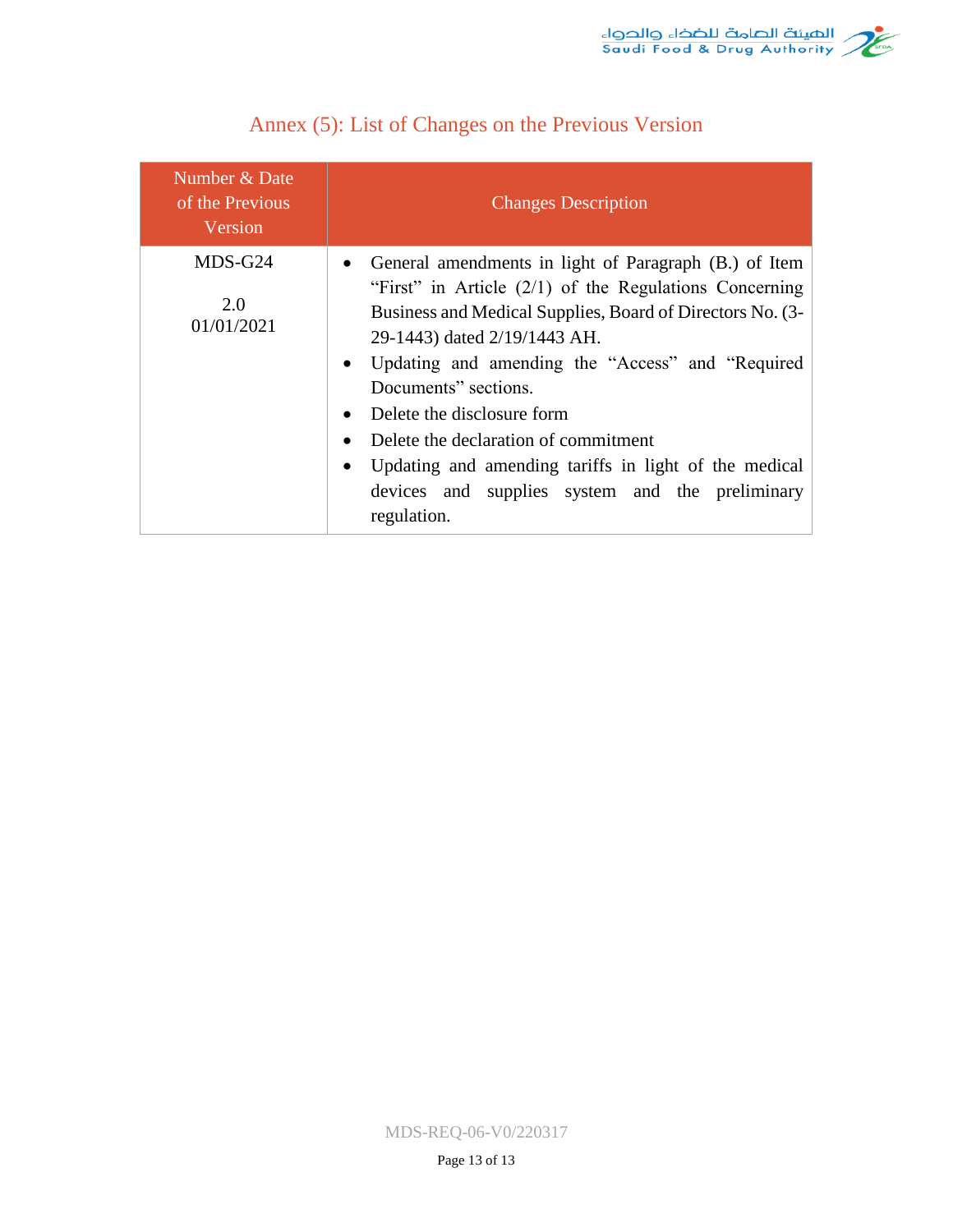## Annex (5): List of Changes on the Previous Version

| Number & Date of the Previous Version | Changes Description |
|---|---|
| MDS-G24<br><br>2.0<br>01/01/2021 | • General amendments in light of Paragraph (B.) of Item "First" in Article (2/1) of the Regulations Concerning Business and Medical Supplies, Board of Directors No. (3-29-1443) dated 2/19/1443 AH.<br>• Updating and amending the "Access" and "Required Documents" sections.<br>• Delete the disclosure form<br>• Delete the declaration of commitment<br>• Updating and amending tariffs in light of the medical devices and supplies system and the preliminary regulation. |